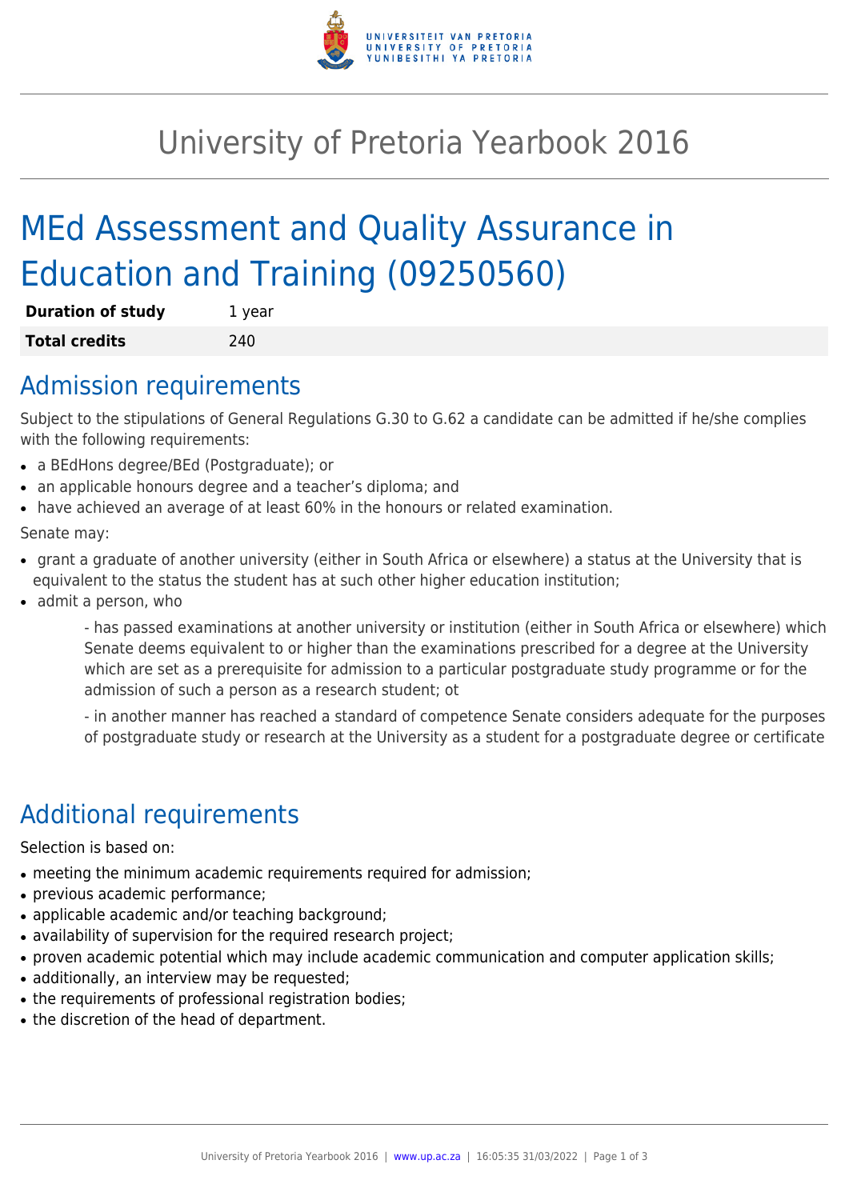# University of Pretoria Yearbook 2016

# MEd Assessment and Quality Assurance in Education and Training (09250560)

| | |
|---|---|
| **Duration of study** | 1 year |
| **Total credits** | 240 |

## Admission requirements

Subject to the stipulations of General Regulations G.30 to G.62 a candidate can be admitted if he/she complies with the following requirements:

- a BEdHons degree/BEd (Postgraduate); or
- an applicable honours degree and a teacher's diploma; and
- have achieved an average of at least 60% in the honours or related examination.

Senate may:

- grant a graduate of another university (either in South Africa or elsewhere) a status at the University that is equivalent to the status the student has at such other higher education institution;
- admit a person, who

  - has passed examinations at another university or institution (either in South Africa or elsewhere) which Senate deems equivalent to or higher than the examinations prescribed for a degree at the University which are set as a prerequisite for admission to a particular postgraduate study programme or for the admission of such a person as a research student; ot

  - in another manner has reached a standard of competence Senate considers adequate for the purposes of postgraduate study or research at the University as a student for a postgraduate degree or certificate

## Additional requirements

Selection is based on:

- meeting the minimum academic requirements required for admission;
- previous academic performance;
- applicable academic and/or teaching background;
- availability of supervision for the required research project;
- proven academic potential which may include academic communication and computer application skills;
- additionally, an interview may be requested;
- the requirements of professional registration bodies;
- the discretion of the head of department.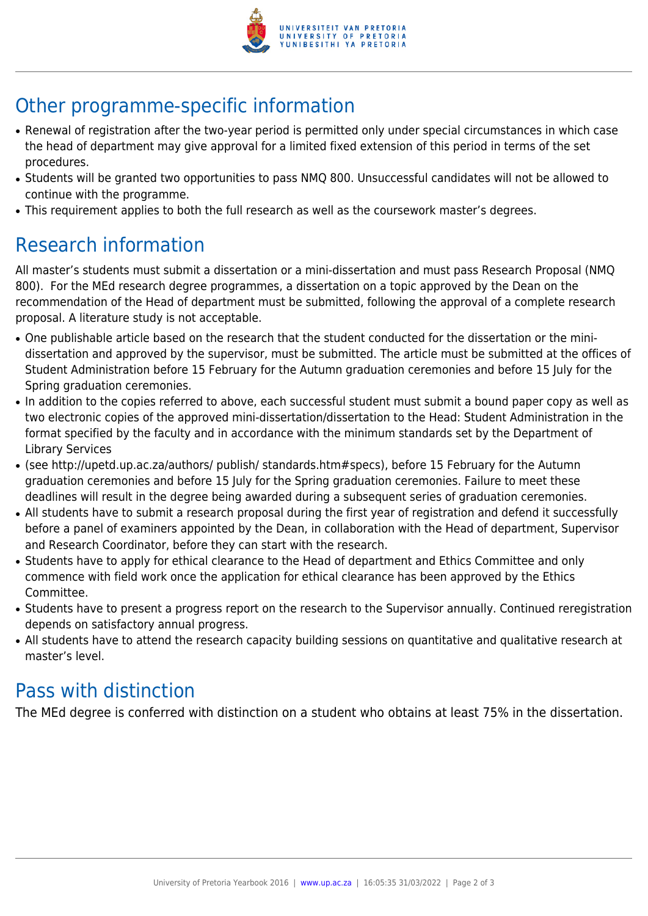## Other programme-specific information

- Renewal of registration after the two-year period is permitted only under special circumstances in which case the head of department may give approval for a limited fixed extension of this period in terms of the set procedures.
- Students will be granted two opportunities to pass NMQ 800. Unsuccessful candidates will not be allowed to continue with the programme.
- This requirement applies to both the full research as well as the coursework master's degrees.

## Research information

All master's students must submit a dissertation or a mini-dissertation and must pass Research Proposal (NMQ 800). For the MEd research degree programmes, a dissertation on a topic approved by the Dean on the recommendation of the Head of department must be submitted, following the approval of a complete research proposal. A literature study is not acceptable.

- One publishable article based on the research that the student conducted for the dissertation or the mini-dissertation and approved by the supervisor, must be submitted. The article must be submitted at the offices of Student Administration before 15 February for the Autumn graduation ceremonies and before 15 July for the Spring graduation ceremonies.
- In addition to the copies referred to above, each successful student must submit a bound paper copy as well as two electronic copies of the approved mini-dissertation/dissertation to the Head: Student Administration in the format specified by the faculty and in accordance with the minimum standards set by the Department of Library Services
- (see http://upetd.up.ac.za/authors/ publish/ standards.htm#specs), before 15 February for the Autumn graduation ceremonies and before 15 July for the Spring graduation ceremonies. Failure to meet these deadlines will result in the degree being awarded during a subsequent series of graduation ceremonies.
- All students have to submit a research proposal during the first year of registration and defend it successfully before a panel of examiners appointed by the Dean, in collaboration with the Head of department, Supervisor and Research Coordinator, before they can start with the research.
- Students have to apply for ethical clearance to the Head of department and Ethics Committee and only commence with field work once the application for ethical clearance has been approved by the Ethics Committee.
- Students have to present a progress report on the research to the Supervisor annually. Continued reregistration depends on satisfactory annual progress.
- All students have to attend the research capacity building sessions on quantitative and qualitative research at master's level.

## Pass with distinction

The MEd degree is conferred with distinction on a student who obtains at least 75% in the dissertation.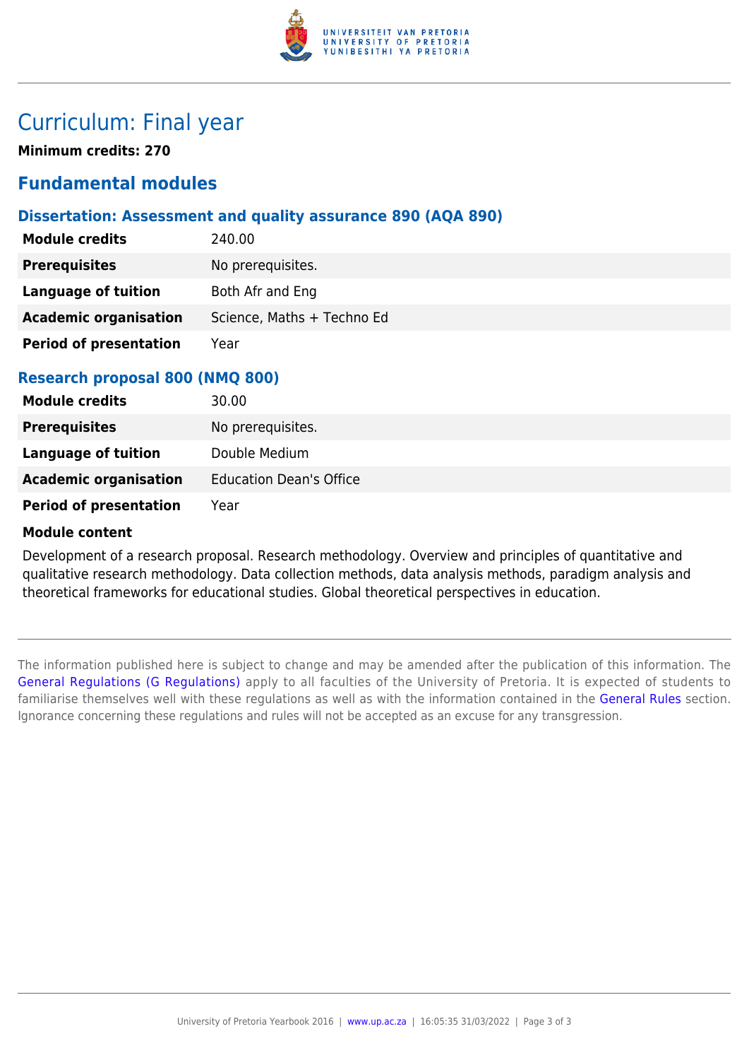# Curriculum: Final year

**Minimum credits: 270**

## Fundamental modules

### Dissertation: Assessment and quality assurance 890 (AQA 890)

| | |
|---|---|
| **Module credits** | 240.00 |
| **Prerequisites** | No prerequisites. |
| **Language of tuition** | Both Afr and Eng |
| **Academic organisation** | Science, Maths + Techno Ed |
| **Period of presentation** | Year |

### Research proposal 800 (NMQ 800)

| | |
|---|---|
| **Module credits** | 30.00 |
| **Prerequisites** | No prerequisites. |
| **Language of tuition** | Double Medium |
| **Academic organisation** | Education Dean's Office |
| **Period of presentation** | Year |

**Module content**

Development of a research proposal. Research methodology. Overview and principles of quantitative and qualitative research methodology. Data collection methods, data analysis methods, paradigm analysis and theoretical frameworks for educational studies. Global theoretical perspectives in education.

---

The information published here is subject to change and may be amended after the publication of this information. The General Regulations (G Regulations) apply to all faculties of the University of Pretoria. It is expected of students to familiarise themselves well with these regulations as well as with the information contained in the General Rules section. Ignorance concerning these regulations and rules will not be accepted as an excuse for any transgression.